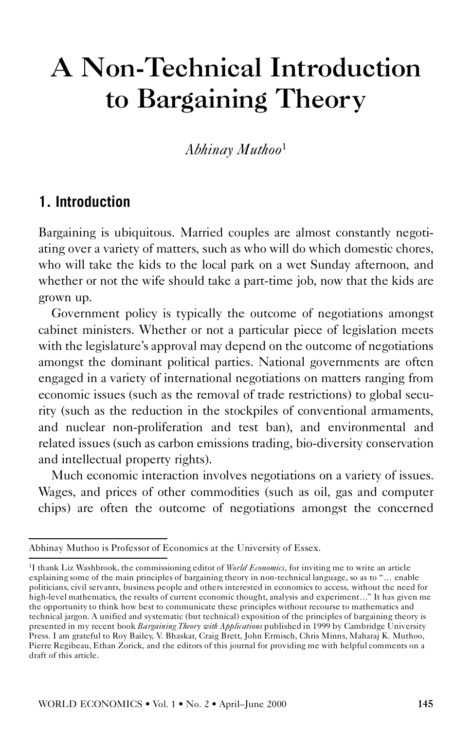# A Non-Technical Introduction to Bargaining Theory

*Abhinay Muthoo*[1]

## 1. Introduction

Bargaining is ubiquitous. Married couples are almost constantly negotiating over a variety of matters, such as who will do which domestic chores, who will take the kids to the local park on a wet Sunday afternoon, and whether or not the wife should take a part-time job, now that the kids are grown up.

Government policy is typically the outcome of negotiations amongst cabinet ministers. Whether or not a particular piece of legislation meets with the legislature's approval may depend on the outcome of negotiations amongst the dominant political parties. National governments are often engaged in a variety of international negotiations on matters ranging from economic issues (such as the removal of trade restrictions) to global security (such as the reduction in the stockpiles of conventional armaments, and nuclear non-proliferation and test ban), and environmental and related issues (such as carbon emissions trading, bio-diversity conservation and intellectual property rights).

Much economic interaction involves negotiations on a variety of issues. Wages, and prices of other commodities (such as oil, gas and computer chips) are often the outcome of negotiations amongst the concerned

---

Abhinay Muthoo is Professor of Economics at the University of Essex.

[1] I thank Liz Washbrook, the commissioning editor of *World Economics*, for inviting me to write an article explaining some of the main principles of bargaining theory in non-technical language, so as to "… enable politicians, civil servants, business people and others interested in economics to access, without the need for high-level mathematics, the results of current economic thought, analysis and experiment…" It has given me the opportunity to think how best to communicate these principles without recourse to mathematics and technical jargon. A unified and systematic (but technical) exposition of the principles of bargaining theory is presented in my recent book *Bargaining Theory with Applications* published in 1999 by Cambridge University Press. I am grateful to Roy Bailey, V. Bhaskar, Craig Brett, John Ermisch, Chris Minns, Maharaj K. Muthoo, Pierre Regibeau, Ethan Zorick, and the editors of this journal for providing me with helpful comments on a draft of this article.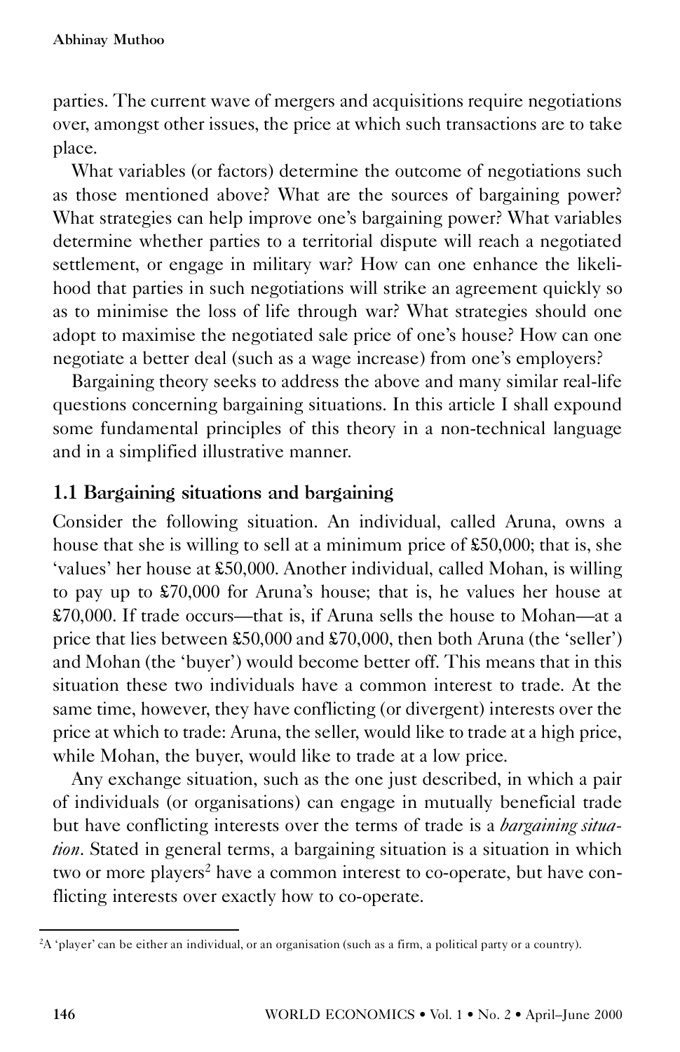parties. The current wave of mergers and acquisitions require negotiations over, amongst other issues, the price at which such transactions are to take place.

What variables (or factors) determine the outcome of negotiations such as those mentioned above? What are the sources of bargaining power? What strategies can help improve one's bargaining power? What variables determine whether parties to a territorial dispute will reach a negotiated settlement, or engage in military war? How can one enhance the likelihood that parties in such negotiations will strike an agreement quickly so as to minimise the loss of life through war? What strategies should one adopt to maximise the negotiated sale price of one's house? How can one negotiate a better deal (such as a wage increase) from one's employers?

Bargaining theory seeks to address the above and many similar real-life questions concerning bargaining situations. In this article I shall expound some fundamental principles of this theory in a non-technical language and in a simplified illustrative manner.

## 1.1 Bargaining situations and bargaining

Consider the following situation. An individual, called Aruna, owns a house that she is willing to sell at a minimum price of £50,000; that is, she 'values' her house at £50,000. Another individual, called Mohan, is willing to pay up to £70,000 for Aruna's house; that is, he values her house at £70,000. If trade occurs—that is, if Aruna sells the house to Mohan—at a price that lies between £50,000 and £70,000, then both Aruna (the 'seller') and Mohan (the 'buyer') would become better off. This means that in this situation these two individuals have a common interest to trade. At the same time, however, they have conflicting (or divergent) interests over the price at which to trade: Aruna, the seller, would like to trade at a high price, while Mohan, the buyer, would like to trade at a low price.

Any exchange situation, such as the one just described, in which a pair of individuals (or organisations) can engage in mutually beneficial trade but have conflicting interests over the terms of trade is a *bargaining situation*. Stated in general terms, a bargaining situation is a situation in which two or more players[2] have a common interest to co-operate, but have conflicting interests over exactly how to co-operate.

[2] A 'player' can be either an individual, or an organisation (such as a firm, a political party or a country).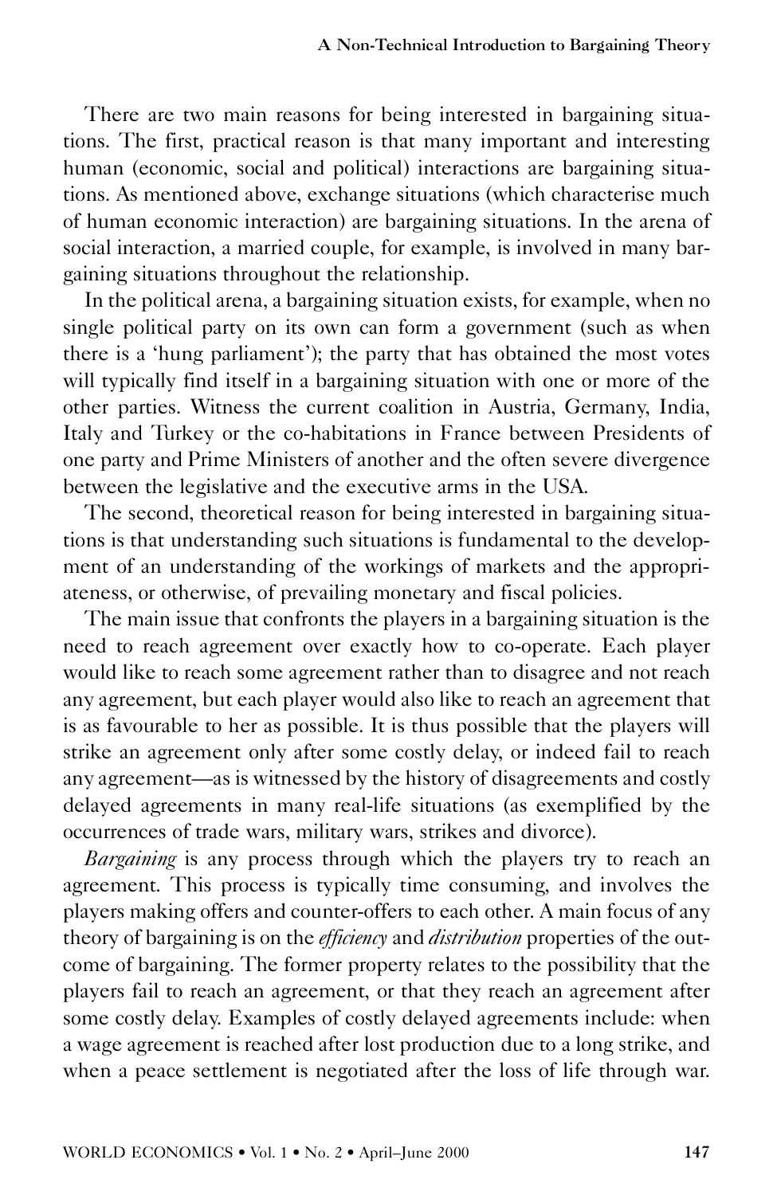There are two main reasons for being interested in bargaining situations. The first, practical reason is that many important and interesting human (economic, social and political) interactions are bargaining situations. As mentioned above, exchange situations (which characterise much of human economic interaction) are bargaining situations. In the arena of social interaction, a married couple, for example, is involved in many bargaining situations throughout the relationship.

In the political arena, a bargaining situation exists, for example, when no single political party on its own can form a government (such as when there is a 'hung parliament'); the party that has obtained the most votes will typically find itself in a bargaining situation with one or more of the other parties. Witness the current coalition in Austria, Germany, India, Italy and Turkey or the co-habitations in France between Presidents of one party and Prime Ministers of another and the often severe divergence between the legislative and the executive arms in the USA.

The second, theoretical reason for being interested in bargaining situations is that understanding such situations is fundamental to the development of an understanding of the workings of markets and the appropriateness, or otherwise, of prevailing monetary and fiscal policies.

The main issue that confronts the players in a bargaining situation is the need to reach agreement over exactly how to co-operate. Each player would like to reach some agreement rather than to disagree and not reach any agreement, but each player would also like to reach an agreement that is as favourable to her as possible. It is thus possible that the players will strike an agreement only after some costly delay, or indeed fail to reach any agreement—as is witnessed by the history of disagreements and costly delayed agreements in many real-life situations (as exemplified by the occurrences of trade wars, military wars, strikes and divorce).

*Bargaining* is any process through which the players try to reach an agreement. This process is typically time consuming, and involves the players making offers and counter-offers to each other. A main focus of any theory of bargaining is on the *efficiency* and *distribution* properties of the outcome of bargaining. The former property relates to the possibility that the players fail to reach an agreement, or that they reach an agreement after some costly delay. Examples of costly delayed agreements include: when a wage agreement is reached after lost production due to a long strike, and when a peace settlement is negotiated after the loss of life through war.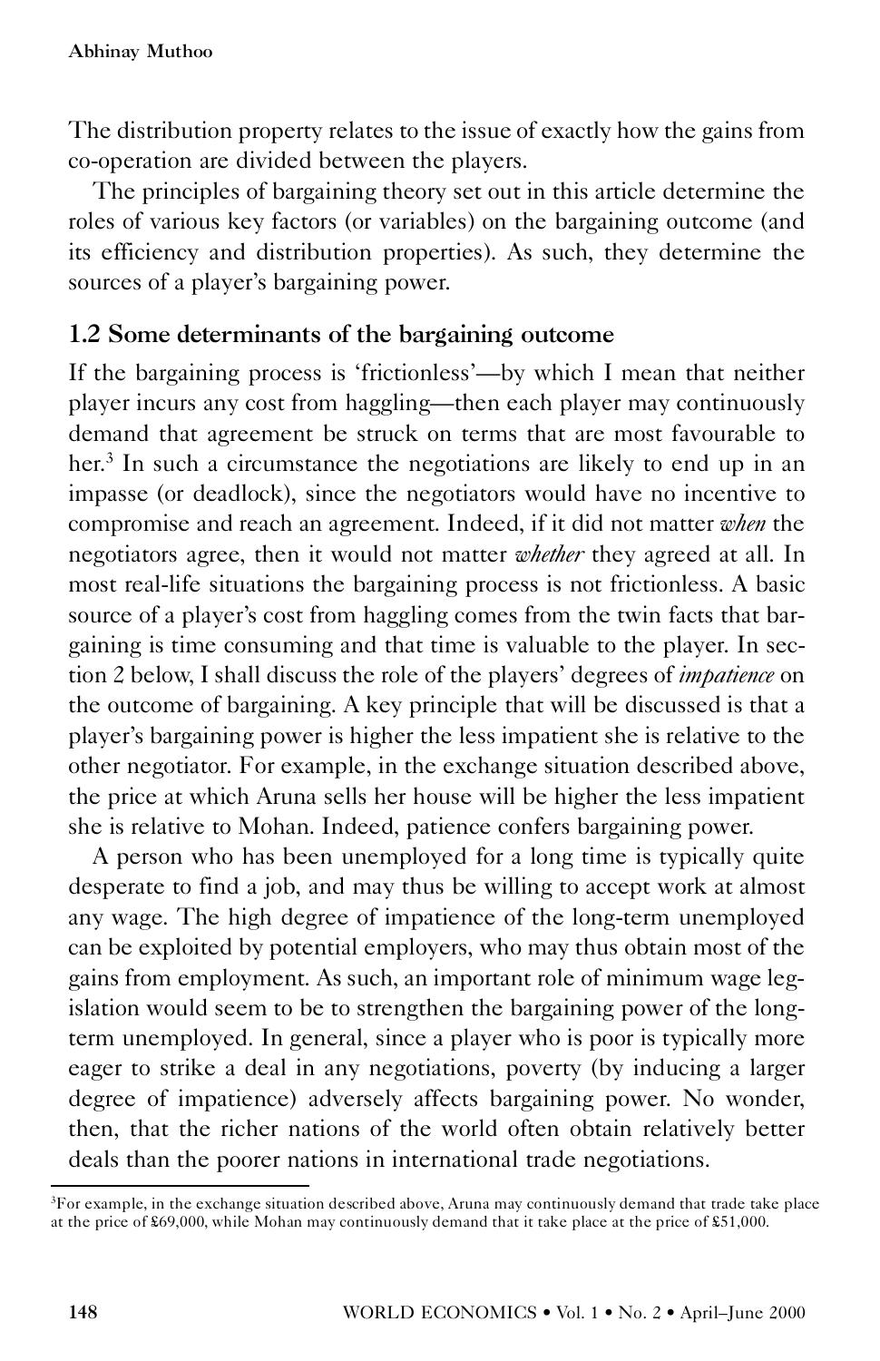The distribution property relates to the issue of exactly how the gains from co-operation are divided between the players.

The principles of bargaining theory set out in this article determine the roles of various key factors (or variables) on the bargaining outcome (and its efficiency and distribution properties). As such, they determine the sources of a player's bargaining power.

### 1.2 Some determinants of the bargaining outcome

If the bargaining process is 'frictionless'—by which I mean that neither player incurs any cost from haggling—then each player may continuously demand that agreement be struck on terms that are most favourable to her.[3] In such a circumstance the negotiations are likely to end up in an impasse (or deadlock), since the negotiators would have no incentive to compromise and reach an agreement. Indeed, if it did not matter *when* the negotiators agree, then it would not matter *whether* they agreed at all. In most real-life situations the bargaining process is not frictionless. A basic source of a player's cost from haggling comes from the twin facts that bargaining is time consuming and that time is valuable to the player. In section 2 below, I shall discuss the role of the players' degrees of *impatience* on the outcome of bargaining. A key principle that will be discussed is that a player's bargaining power is higher the less impatient she is relative to the other negotiator. For example, in the exchange situation described above, the price at which Aruna sells her house will be higher the less impatient she is relative to Mohan. Indeed, patience confers bargaining power.

A person who has been unemployed for a long time is typically quite desperate to find a job, and may thus be willing to accept work at almost any wage. The high degree of impatience of the long-term unemployed can be exploited by potential employers, who may thus obtain most of the gains from employment. As such, an important role of minimum wage legislation would seem to be to strengthen the bargaining power of the long-term unemployed. In general, since a player who is poor is typically more eager to strike a deal in any negotiations, poverty (by inducing a larger degree of impatience) adversely affects bargaining power. No wonder, then, that the richer nations of the world often obtain relatively better deals than the poorer nations in international trade negotiations.

[3] For example, in the exchange situation described above, Aruna may continuously demand that trade take place at the price of £69,000, while Mohan may continuously demand that it take place at the price of £51,000.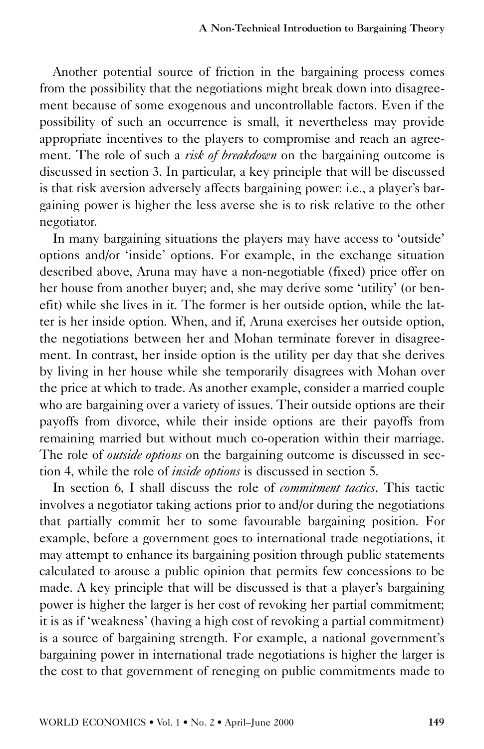Another potential source of friction in the bargaining process comes from the possibility that the negotiations might break down into disagreement because of some exogenous and uncontrollable factors. Even if the possibility of such an occurrence is small, it nevertheless may provide appropriate incentives to the players to compromise and reach an agreement. The role of such a *risk of breakdown* on the bargaining outcome is discussed in section 3. In particular, a key principle that will be discussed is that risk aversion adversely affects bargaining power: i.e., a player's bargaining power is higher the less averse she is to risk relative to the other negotiator.

In many bargaining situations the players may have access to 'outside' options and/or 'inside' options. For example, in the exchange situation described above, Aruna may have a non-negotiable (fixed) price offer on her house from another buyer; and, she may derive some 'utility' (or benefit) while she lives in it. The former is her outside option, while the latter is her inside option. When, and if, Aruna exercises her outside option, the negotiations between her and Mohan terminate forever in disagreement. In contrast, her inside option is the utility per day that she derives by living in her house while she temporarily disagrees with Mohan over the price at which to trade. As another example, consider a married couple who are bargaining over a variety of issues. Their outside options are their payoffs from divorce, while their inside options are their payoffs from remaining married but without much co-operation within their marriage. The role of *outside options* on the bargaining outcome is discussed in section 4, while the role of *inside options* is discussed in section 5.

In section 6, I shall discuss the role of *commitment tactics*. This tactic involves a negotiator taking actions prior to and/or during the negotiations that partially commit her to some favourable bargaining position. For example, before a government goes to international trade negotiations, it may attempt to enhance its bargaining position through public statements calculated to arouse a public opinion that permits few concessions to be made. A key principle that will be discussed is that a player's bargaining power is higher the larger is her cost of revoking her partial commitment; it is as if 'weakness' (having a high cost of revoking a partial commitment) is a source of bargaining strength. For example, a national government's bargaining power in international trade negotiations is higher the larger is the cost to that government of reneging on public commitments made to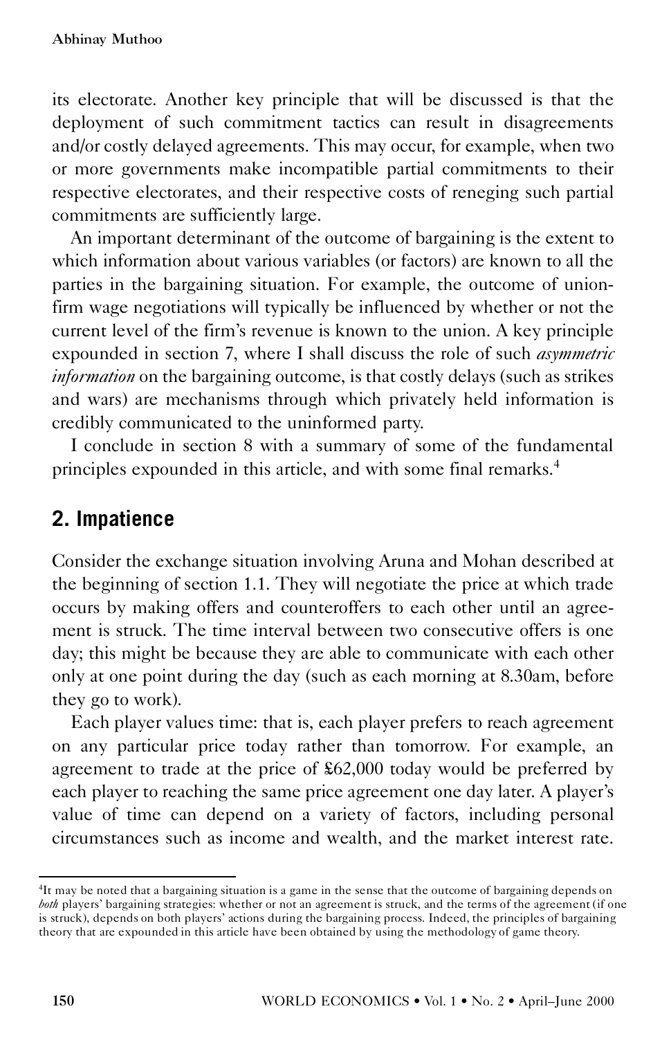its electorate. Another key principle that will be discussed is that the deployment of such commitment tactics can result in disagreements and/or costly delayed agreements. This may occur, for example, when two or more governments make incompatible partial commitments to their respective electorates, and their respective costs of reneging such partial commitments are sufficiently large.

An important determinant of the outcome of bargaining is the extent to which information about various variables (or factors) are known to all the parties in the bargaining situation. For example, the outcome of union-firm wage negotiations will typically be influenced by whether or not the current level of the firm's revenue is known to the union. A key principle expounded in section 7, where I shall discuss the role of such *asymmetric information* on the bargaining outcome, is that costly delays (such as strikes and wars) are mechanisms through which privately held information is credibly communicated to the uninformed party.

I conclude in section 8 with a summary of some of the fundamental principles expounded in this article, and with some final remarks.[4]

## 2. Impatience

Consider the exchange situation involving Aruna and Mohan described at the beginning of section 1.1. They will negotiate the price at which trade occurs by making offers and counteroffers to each other until an agreement is struck. The time interval between two consecutive offers is one day; this might be because they are able to communicate with each other only at one point during the day (such as each morning at 8.30am, before they go to work).

Each player values time: that is, each player prefers to reach agreement on any particular price today rather than tomorrow. For example, an agreement to trade at the price of £62,000 today would be preferred by each player to reaching the same price agreement one day later. A player's value of time can depend on a variety of factors, including personal circumstances such as income and wealth, and the market interest rate.

[4]It may be noted that a bargaining situation is a game in the sense that the outcome of bargaining depends on *both* players' bargaining strategies: whether or not an agreement is struck, and the terms of the agreement (if one is struck), depends on both players' actions during the bargaining process. Indeed, the principles of bargaining theory that are expounded in this article have been obtained by using the methodology of game theory.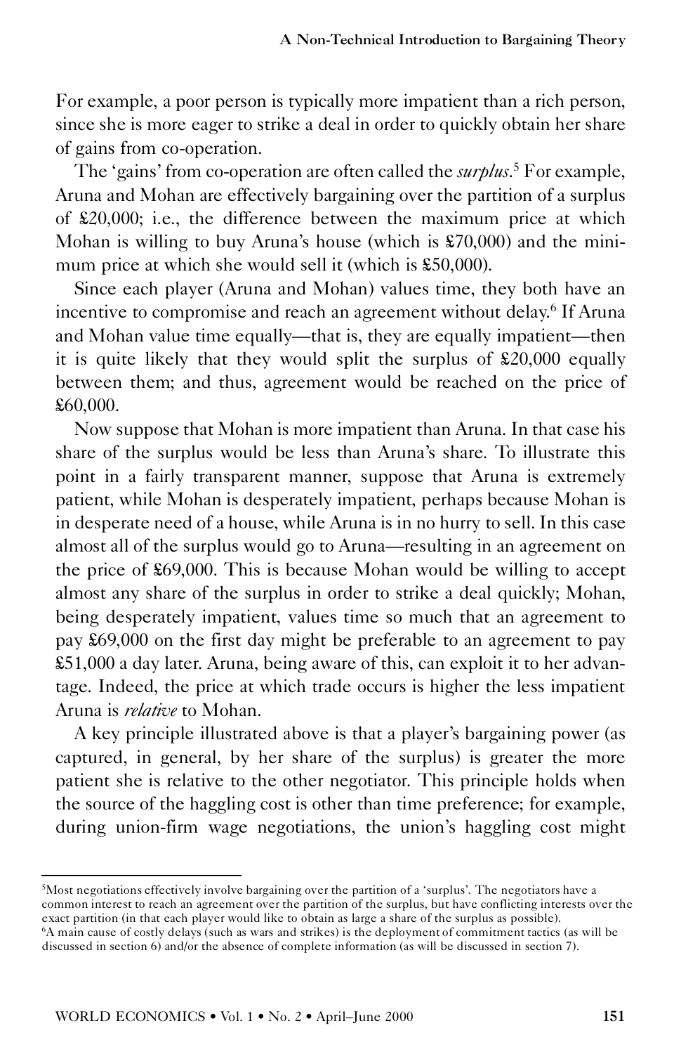For example, a poor person is typically more impatient than a rich person, since she is more eager to strike a deal in order to quickly obtain her share of gains from co-operation.

The 'gains' from co-operation are often called the *surplus*.[5] For example, Aruna and Mohan are effectively bargaining over the partition of a surplus of £20,000; i.e., the difference between the maximum price at which Mohan is willing to buy Aruna's house (which is £70,000) and the minimum price at which she would sell it (which is £50,000).

Since each player (Aruna and Mohan) values time, they both have an incentive to compromise and reach an agreement without delay.[6] If Aruna and Mohan value time equally—that is, they are equally impatient—then it is quite likely that they would split the surplus of £20,000 equally between them; and thus, agreement would be reached on the price of £60,000.

Now suppose that Mohan is more impatient than Aruna. In that case his share of the surplus would be less than Aruna's share. To illustrate this point in a fairly transparent manner, suppose that Aruna is extremely patient, while Mohan is desperately impatient, perhaps because Mohan is in desperate need of a house, while Aruna is in no hurry to sell. In this case almost all of the surplus would go to Aruna—resulting in an agreement on the price of £69,000. This is because Mohan would be willing to accept almost any share of the surplus in order to strike a deal quickly; Mohan, being desperately impatient, values time so much that an agreement to pay £69,000 on the first day might be preferable to an agreement to pay £51,000 a day later. Aruna, being aware of this, can exploit it to her advantage. Indeed, the price at which trade occurs is higher the less impatient Aruna is *relative* to Mohan.

A key principle illustrated above is that a player's bargaining power (as captured, in general, by her share of the surplus) is greater the more patient she is relative to the other negotiator. This principle holds when the source of the haggling cost is other than time preference; for example, during union-firm wage negotiations, the union's haggling cost might

[5] Most negotiations effectively involve bargaining over the partition of a 'surplus'. The negotiators have a common interest to reach an agreement over the partition of the surplus, but have conflicting interests over the exact partition (in that each player would like to obtain as large a share of the surplus as possible).

[6] A main cause of costly delays (such as wars and strikes) is the deployment of commitment tactics (as will be discussed in section 6) and/or the absence of complete information (as will be discussed in section 7).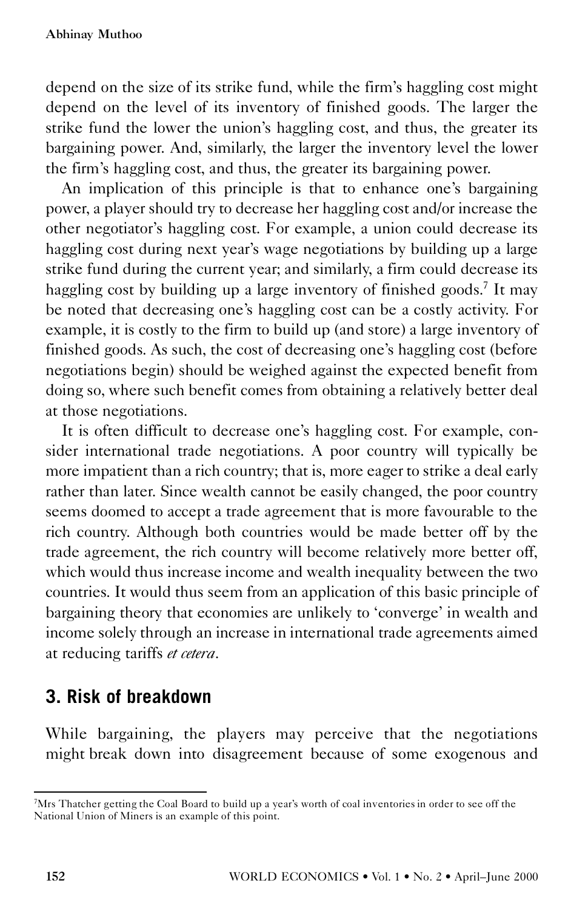depend on the size of its strike fund, while the firm's haggling cost might depend on the level of its inventory of finished goods. The larger the strike fund the lower the union's haggling cost, and thus, the greater its bargaining power. And, similarly, the larger the inventory level the lower the firm's haggling cost, and thus, the greater its bargaining power.

An implication of this principle is that to enhance one's bargaining power, a player should try to decrease her haggling cost and/or increase the other negotiator's haggling cost. For example, a union could decrease its haggling cost during next year's wage negotiations by building up a large strike fund during the current year; and similarly, a firm could decrease its haggling cost by building up a large inventory of finished goods.[7] It may be noted that decreasing one's haggling cost can be a costly activity. For example, it is costly to the firm to build up (and store) a large inventory of finished goods. As such, the cost of decreasing one's haggling cost (before negotiations begin) should be weighed against the expected benefit from doing so, where such benefit comes from obtaining a relatively better deal at those negotiations.

It is often difficult to decrease one's haggling cost. For example, consider international trade negotiations. A poor country will typically be more impatient than a rich country; that is, more eager to strike a deal early rather than later. Since wealth cannot be easily changed, the poor country seems doomed to accept a trade agreement that is more favourable to the rich country. Although both countries would be made better off by the trade agreement, the rich country will become relatively more better off, which would thus increase income and wealth inequality between the two countries. It would thus seem from an application of this basic principle of bargaining theory that economies are unlikely to 'converge' in wealth and income solely through an increase in international trade agreements aimed at reducing tariffs *et cetera*.

## 3. Risk of breakdown

While bargaining, the players may perceive that the negotiations might break down into disagreement because of some exogenous and

[7] Mrs Thatcher getting the Coal Board to build up a year's worth of coal inventories in order to see off the National Union of Miners is an example of this point.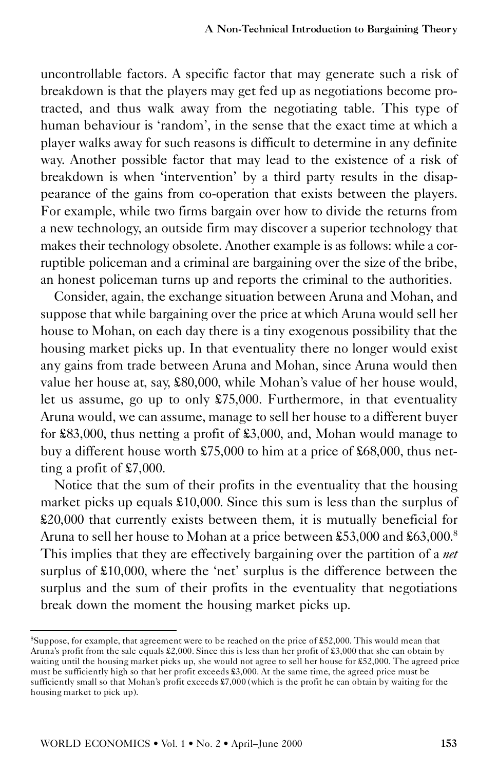uncontrollable factors. A specific factor that may generate such a risk of breakdown is that the players may get fed up as negotiations become protracted, and thus walk away from the negotiating table. This type of human behaviour is 'random', in the sense that the exact time at which a player walks away for such reasons is difficult to determine in any definite way. Another possible factor that may lead to the existence of a risk of breakdown is when 'intervention' by a third party results in the disappearance of the gains from co-operation that exists between the players. For example, while two firms bargain over how to divide the returns from a new technology, an outside firm may discover a superior technology that makes their technology obsolete. Another example is as follows: while a corruptible policeman and a criminal are bargaining over the size of the bribe, an honest policeman turns up and reports the criminal to the authorities.

Consider, again, the exchange situation between Aruna and Mohan, and suppose that while bargaining over the price at which Aruna would sell her house to Mohan, on each day there is a tiny exogenous possibility that the housing market picks up. In that eventuality there no longer would exist any gains from trade between Aruna and Mohan, since Aruna would then value her house at, say, £80,000, while Mohan's value of her house would, let us assume, go up to only £75,000. Furthermore, in that eventuality Aruna would, we can assume, manage to sell her house to a different buyer for £83,000, thus netting a profit of £3,000, and, Mohan would manage to buy a different house worth £75,000 to him at a price of £68,000, thus netting a profit of £7,000.

Notice that the sum of their profits in the eventuality that the housing market picks up equals £10,000. Since this sum is less than the surplus of £20,000 that currently exists between them, it is mutually beneficial for Aruna to sell her house to Mohan at a price between £53,000 and £63,000.[8] This implies that they are effectively bargaining over the partition of a *net* surplus of £10,000, where the 'net' surplus is the difference between the surplus and the sum of their profits in the eventuality that negotiations break down the moment the housing market picks up.

---

[8]Suppose, for example, that agreement were to be reached on the price of £52,000. This would mean that Aruna's profit from the sale equals £2,000. Since this is less than her profit of £3,000 that she can obtain by waiting until the housing market picks up, she would not agree to sell her house for £52,000. The agreed price must be sufficiently high so that her profit exceeds £3,000. At the same time, the agreed price must be sufficiently small so that Mohan's profit exceeds £7,000 (which is the profit he can obtain by waiting for the housing market to pick up).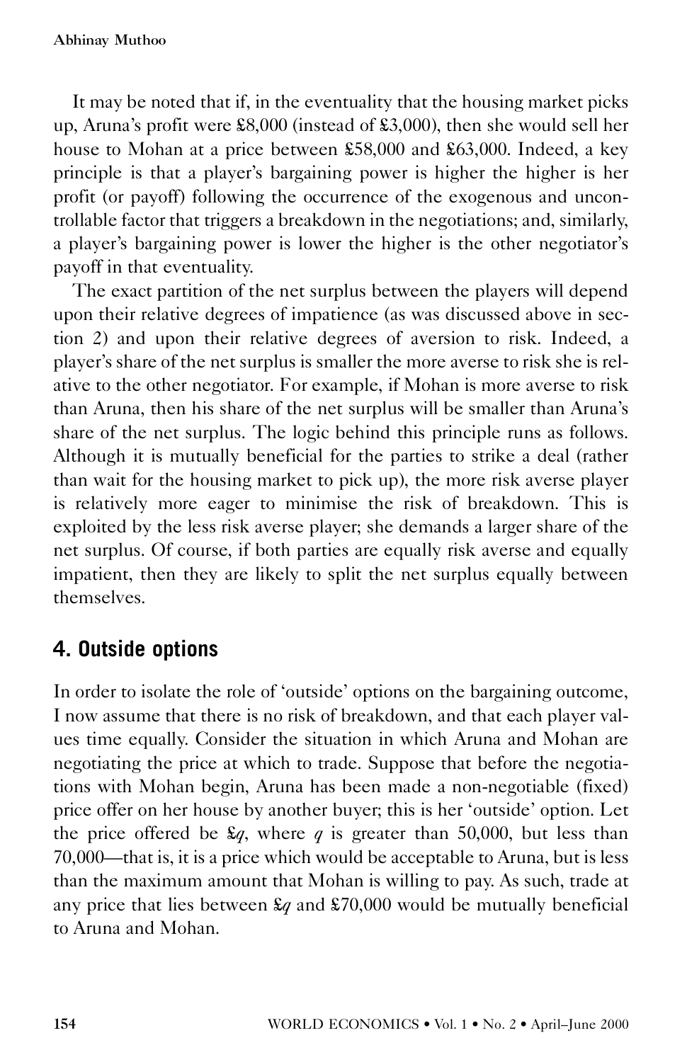It may be noted that if, in the eventuality that the housing market picks up, Aruna's profit were £8,000 (instead of £3,000), then she would sell her house to Mohan at a price between £58,000 and £63,000. Indeed, a key principle is that a player's bargaining power is higher the higher is her profit (or payoff) following the occurrence of the exogenous and uncontrollable factor that triggers a breakdown in the negotiations; and, similarly, a player's bargaining power is lower the higher is the other negotiator's payoff in that eventuality.

The exact partition of the net surplus between the players will depend upon their relative degrees of impatience (as was discussed above in section 2) and upon their relative degrees of aversion to risk. Indeed, a player's share of the net surplus is smaller the more averse to risk she is relative to the other negotiator. For example, if Mohan is more averse to risk than Aruna, then his share of the net surplus will be smaller than Aruna's share of the net surplus. The logic behind this principle runs as follows. Although it is mutually beneficial for the parties to strike a deal (rather than wait for the housing market to pick up), the more risk averse player is relatively more eager to minimise the risk of breakdown. This is exploited by the less risk averse player; she demands a larger share of the net surplus. Of course, if both parties are equally risk averse and equally impatient, then they are likely to split the net surplus equally between themselves.

## 4. Outside options

In order to isolate the role of 'outside' options on the bargaining outcome, I now assume that there is no risk of breakdown, and that each player values time equally. Consider the situation in which Aruna and Mohan are negotiating the price at which to trade. Suppose that before the negotiations with Mohan begin, Aruna has been made a non-negotiable (fixed) price offer on her house by another buyer; this is her 'outside' option. Let the price offered be £$q$, where $q$ is greater than 50,000, but less than 70,000—that is, it is a price which would be acceptable to Aruna, but is less than the maximum amount that Mohan is willing to pay. As such, trade at any price that lies between £$q$ and £70,000 would be mutually beneficial to Aruna and Mohan.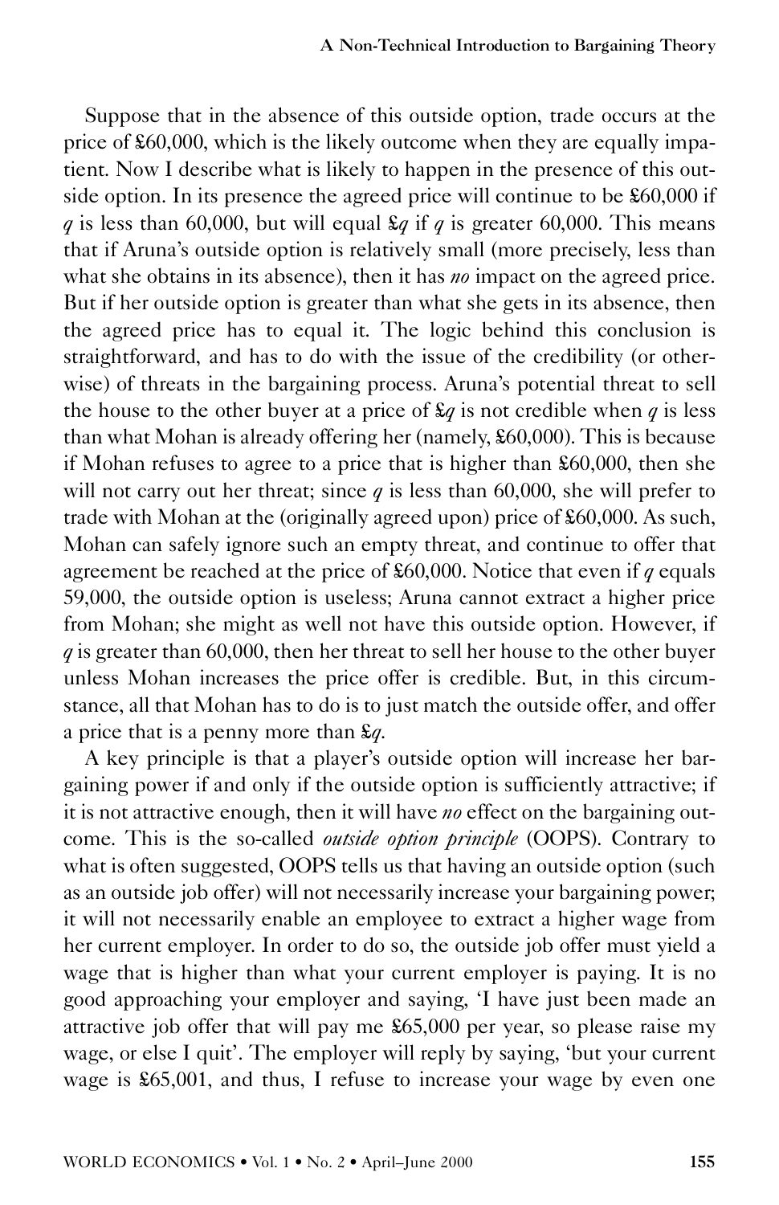Suppose that in the absence of this outside option, trade occurs at the price of £60,000, which is the likely outcome when they are equally impatient. Now I describe what is likely to happen in the presence of this outside option. In its presence the agreed price will continue to be £60,000 if $q$ is less than 60,000, but will equal £$q$ if $q$ is greater 60,000. This means that if Aruna's outside option is relatively small (more precisely, less than what she obtains in its absence), then it has *no* impact on the agreed price. But if her outside option is greater than what she gets in its absence, then the agreed price has to equal it. The logic behind this conclusion is straightforward, and has to do with the issue of the credibility (or otherwise) of threats in the bargaining process. Aruna's potential threat to sell the house to the other buyer at a price of £$q$ is not credible when $q$ is less than what Mohan is already offering her (namely, £60,000). This is because if Mohan refuses to agree to a price that is higher than £60,000, then she will not carry out her threat; since $q$ is less than 60,000, she will prefer to trade with Mohan at the (originally agreed upon) price of £60,000. As such, Mohan can safely ignore such an empty threat, and continue to offer that agreement be reached at the price of £60,000. Notice that even if $q$ equals 59,000, the outside option is useless; Aruna cannot extract a higher price from Mohan; she might as well not have this outside option. However, if $q$ is greater than 60,000, then her threat to sell her house to the other buyer unless Mohan increases the price offer is credible. But, in this circumstance, all that Mohan has to do is to just match the outside offer, and offer a price that is a penny more than £$q$.

A key principle is that a player's outside option will increase her bargaining power if and only if the outside option is sufficiently attractive; if it is not attractive enough, then it will have *no* effect on the bargaining outcome. This is the so-called *outside option principle* (OOPS). Contrary to what is often suggested, OOPS tells us that having an outside option (such as an outside job offer) will not necessarily increase your bargaining power; it will not necessarily enable an employee to extract a higher wage from her current employer. In order to do so, the outside job offer must yield a wage that is higher than what your current employer is paying. It is no good approaching your employer and saying, 'I have just been made an attractive job offer that will pay me £65,000 per year, so please raise my wage, or else I quit'. The employer will reply by saying, 'but your current wage is £65,001, and thus, I refuse to increase your wage by even one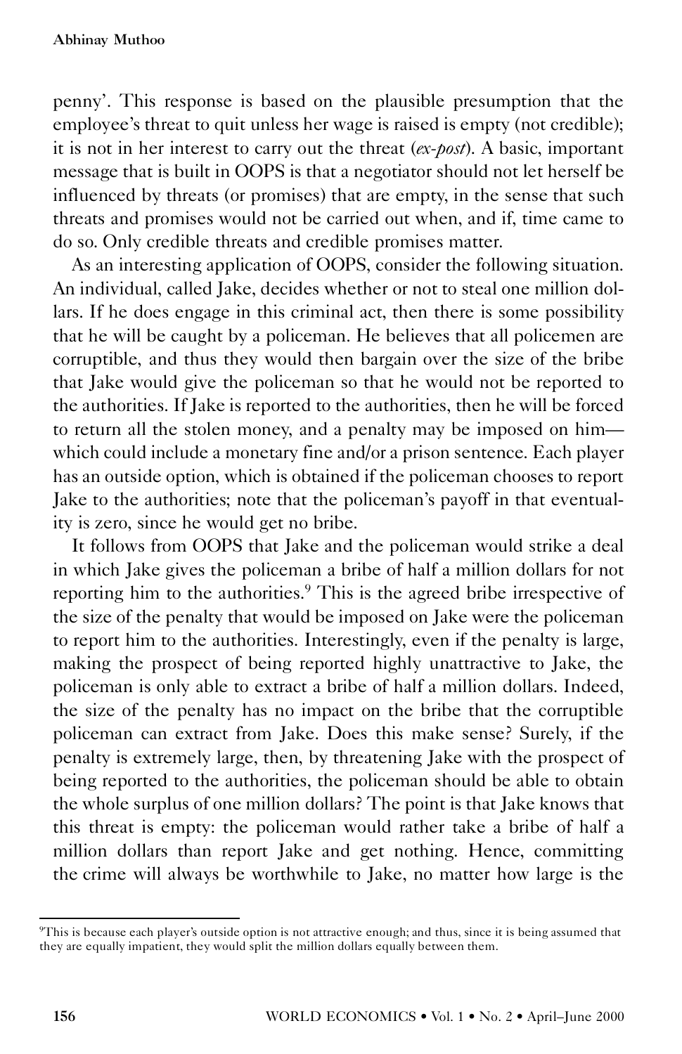penny'. This response is based on the plausible presumption that the employee's threat to quit unless her wage is raised is empty (not credible); it is not in her interest to carry out the threat (*ex-post*). A basic, important message that is built in OOPS is that a negotiator should not let herself be influenced by threats (or promises) that are empty, in the sense that such threats and promises would not be carried out when, and if, time came to do so. Only credible threats and credible promises matter.

As an interesting application of OOPS, consider the following situation. An individual, called Jake, decides whether or not to steal one million dollars. If he does engage in this criminal act, then there is some possibility that he will be caught by a policeman. He believes that all policemen are corruptible, and thus they would then bargain over the size of the bribe that Jake would give the policeman so that he would not be reported to the authorities. If Jake is reported to the authorities, then he will be forced to return all the stolen money, and a penalty may be imposed on him—which could include a monetary fine and/or a prison sentence. Each player has an outside option, which is obtained if the policeman chooses to report Jake to the authorities; note that the policeman's payoff in that eventuality is zero, since he would get no bribe.

It follows from OOPS that Jake and the policeman would strike a deal in which Jake gives the policeman a bribe of half a million dollars for not reporting him to the authorities.[9] This is the agreed bribe irrespective of the size of the penalty that would be imposed on Jake were the policeman to report him to the authorities. Interestingly, even if the penalty is large, making the prospect of being reported highly unattractive to Jake, the policeman is only able to extract a bribe of half a million dollars. Indeed, the size of the penalty has no impact on the bribe that the corruptible policeman can extract from Jake. Does this make sense? Surely, if the penalty is extremely large, then, by threatening Jake with the prospect of being reported to the authorities, the policeman should be able to obtain the whole surplus of one million dollars? The point is that Jake knows that this threat is empty: the policeman would rather take a bribe of half a million dollars than report Jake and get nothing. Hence, committing the crime will always be worthwhile to Jake, no matter how large is the

[9] This is because each player's outside option is not attractive enough; and thus, since it is being assumed that they are equally impatient, they would split the million dollars equally between them.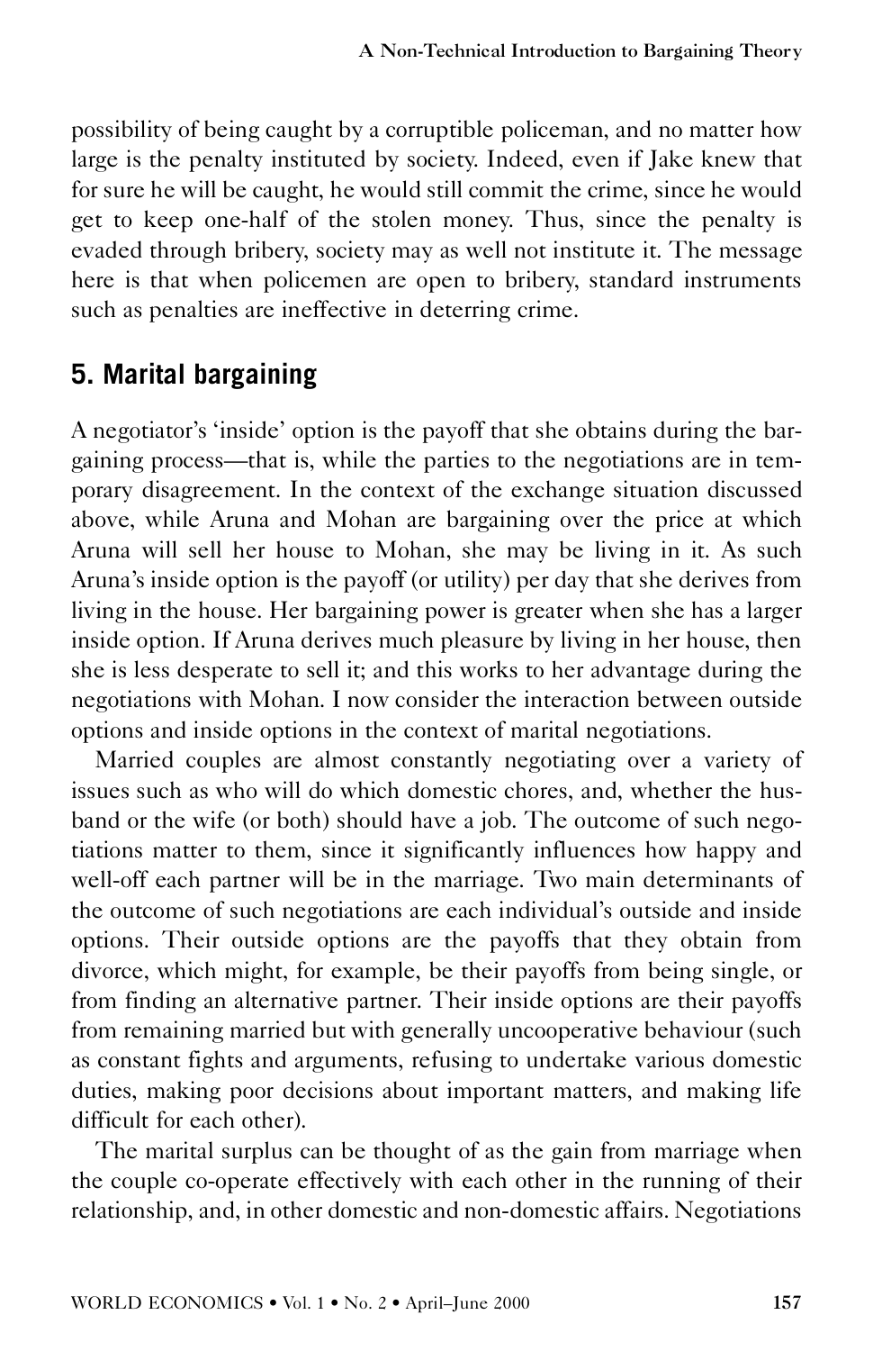possibility of being caught by a corruptible policeman, and no matter how large is the penalty instituted by society. Indeed, even if Jake knew that for sure he will be caught, he would still commit the crime, since he would get to keep one-half of the stolen money. Thus, since the penalty is evaded through bribery, society may as well not institute it. The message here is that when policemen are open to bribery, standard instruments such as penalties are ineffective in deterring crime.

## 5. Marital bargaining

A negotiator's 'inside' option is the payoff that she obtains during the bargaining process—that is, while the parties to the negotiations are in temporary disagreement. In the context of the exchange situation discussed above, while Aruna and Mohan are bargaining over the price at which Aruna will sell her house to Mohan, she may be living in it. As such Aruna's inside option is the payoff (or utility) per day that she derives from living in the house. Her bargaining power is greater when she has a larger inside option. If Aruna derives much pleasure by living in her house, then she is less desperate to sell it; and this works to her advantage during the negotiations with Mohan. I now consider the interaction between outside options and inside options in the context of marital negotiations.

Married couples are almost constantly negotiating over a variety of issues such as who will do which domestic chores, and, whether the husband or the wife (or both) should have a job. The outcome of such negotiations matter to them, since it significantly influences how happy and well-off each partner will be in the marriage. Two main determinants of the outcome of such negotiations are each individual's outside and inside options. Their outside options are the payoffs that they obtain from divorce, which might, for example, be their payoffs from being single, or from finding an alternative partner. Their inside options are their payoffs from remaining married but with generally uncooperative behaviour (such as constant fights and arguments, refusing to undertake various domestic duties, making poor decisions about important matters, and making life difficult for each other).

The marital surplus can be thought of as the gain from marriage when the couple co-operate effectively with each other in the running of their relationship, and, in other domestic and non-domestic affairs. Negotiations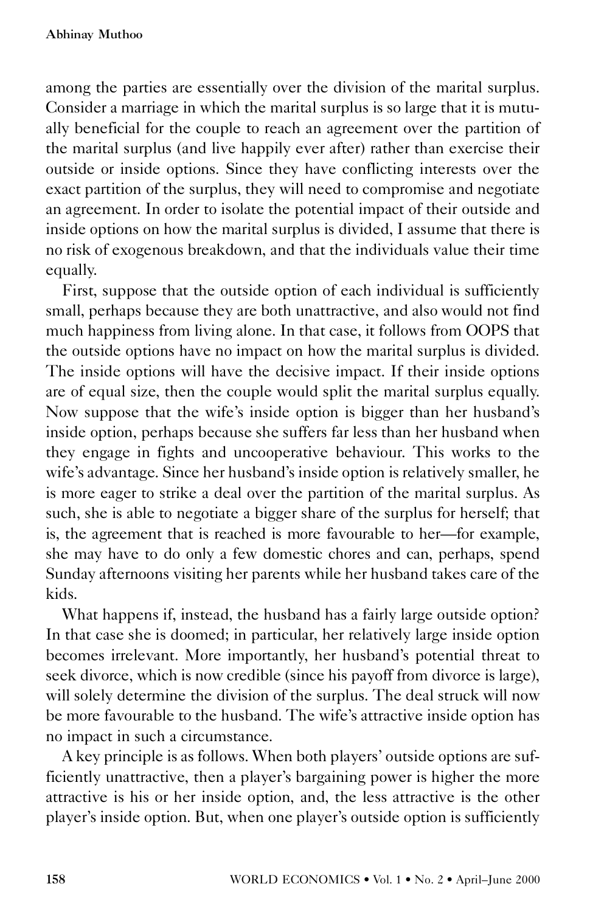among the parties are essentially over the division of the marital surplus. Consider a marriage in which the marital surplus is so large that it is mutually beneficial for the couple to reach an agreement over the partition of the marital surplus (and live happily ever after) rather than exercise their outside or inside options. Since they have conflicting interests over the exact partition of the surplus, they will need to compromise and negotiate an agreement. In order to isolate the potential impact of their outside and inside options on how the marital surplus is divided, I assume that there is no risk of exogenous breakdown, and that the individuals value their time equally.

First, suppose that the outside option of each individual is sufficiently small, perhaps because they are both unattractive, and also would not find much happiness from living alone. In that case, it follows from OOPS that the outside options have no impact on how the marital surplus is divided. The inside options will have the decisive impact. If their inside options are of equal size, then the couple would split the marital surplus equally. Now suppose that the wife's inside option is bigger than her husband's inside option, perhaps because she suffers far less than her husband when they engage in fights and uncooperative behaviour. This works to the wife's advantage. Since her husband's inside option is relatively smaller, he is more eager to strike a deal over the partition of the marital surplus. As such, she is able to negotiate a bigger share of the surplus for herself; that is, the agreement that is reached is more favourable to her—for example, she may have to do only a few domestic chores and can, perhaps, spend Sunday afternoons visiting her parents while her husband takes care of the kids.

What happens if, instead, the husband has a fairly large outside option? In that case she is doomed; in particular, her relatively large inside option becomes irrelevant. More importantly, her husband's potential threat to seek divorce, which is now credible (since his payoff from divorce is large), will solely determine the division of the surplus. The deal struck will now be more favourable to the husband. The wife's attractive inside option has no impact in such a circumstance.

A key principle is as follows. When both players' outside options are sufficiently unattractive, then a player's bargaining power is higher the more attractive is his or her inside option, and, the less attractive is the other player's inside option. But, when one player's outside option is sufficiently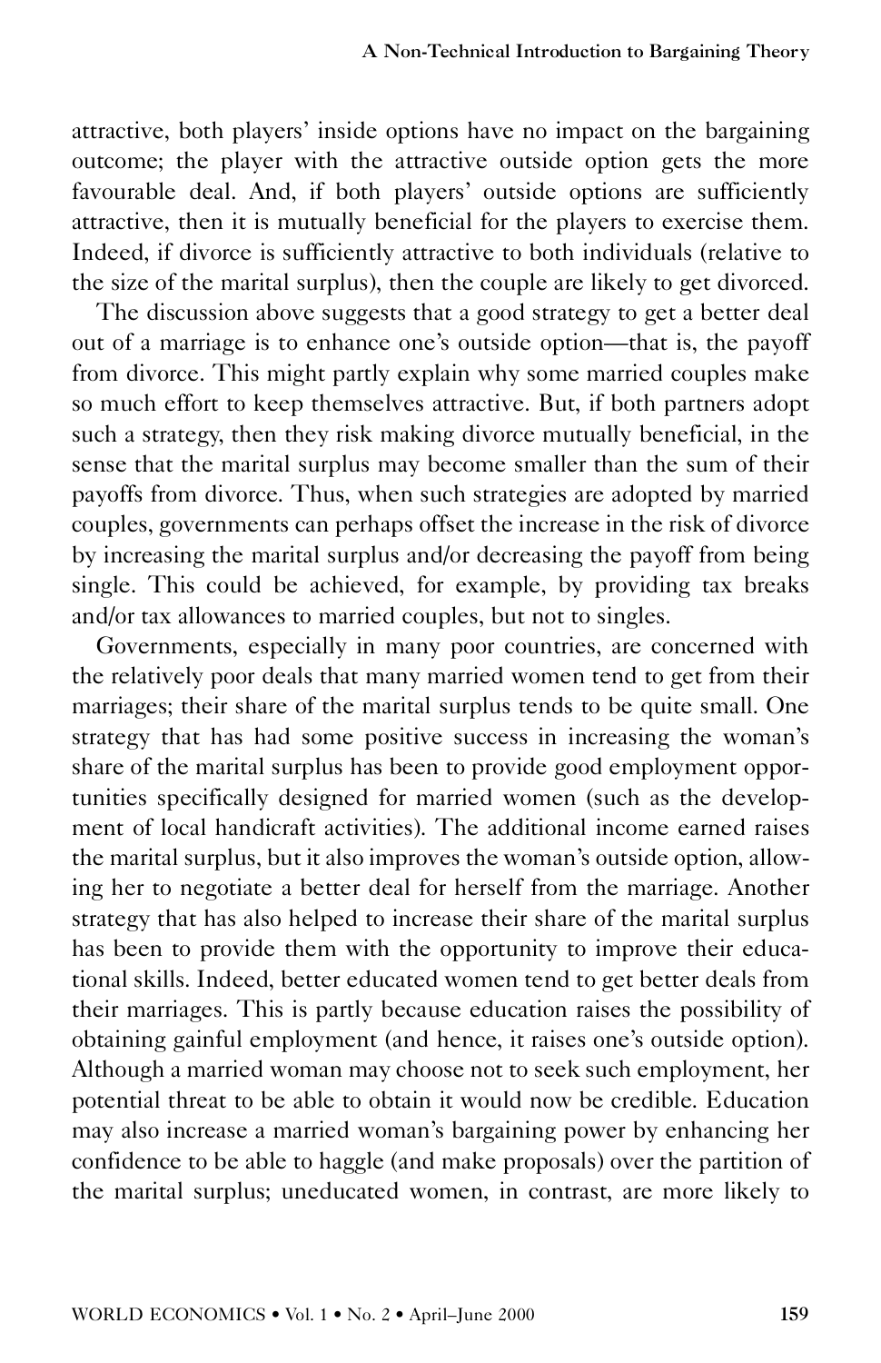attractive, both players' inside options have no impact on the bargaining outcome; the player with the attractive outside option gets the more favourable deal. And, if both players' outside options are sufficiently attractive, then it is mutually beneficial for the players to exercise them. Indeed, if divorce is sufficiently attractive to both individuals (relative to the size of the marital surplus), then the couple are likely to get divorced.

The discussion above suggests that a good strategy to get a better deal out of a marriage is to enhance one's outside option—that is, the payoff from divorce. This might partly explain why some married couples make so much effort to keep themselves attractive. But, if both partners adopt such a strategy, then they risk making divorce mutually beneficial, in the sense that the marital surplus may become smaller than the sum of their payoffs from divorce. Thus, when such strategies are adopted by married couples, governments can perhaps offset the increase in the risk of divorce by increasing the marital surplus and/or decreasing the payoff from being single. This could be achieved, for example, by providing tax breaks and/or tax allowances to married couples, but not to singles.

Governments, especially in many poor countries, are concerned with the relatively poor deals that many married women tend to get from their marriages; their share of the marital surplus tends to be quite small. One strategy that has had some positive success in increasing the woman's share of the marital surplus has been to provide good employment opportunities specifically designed for married women (such as the development of local handicraft activities). The additional income earned raises the marital surplus, but it also improves the woman's outside option, allowing her to negotiate a better deal for herself from the marriage. Another strategy that has also helped to increase their share of the marital surplus has been to provide them with the opportunity to improve their educational skills. Indeed, better educated women tend to get better deals from their marriages. This is partly because education raises the possibility of obtaining gainful employment (and hence, it raises one's outside option). Although a married woman may choose not to seek such employment, her potential threat to be able to obtain it would now be credible. Education may also increase a married woman's bargaining power by enhancing her confidence to be able to haggle (and make proposals) over the partition of the marital surplus; uneducated women, in contrast, are more likely to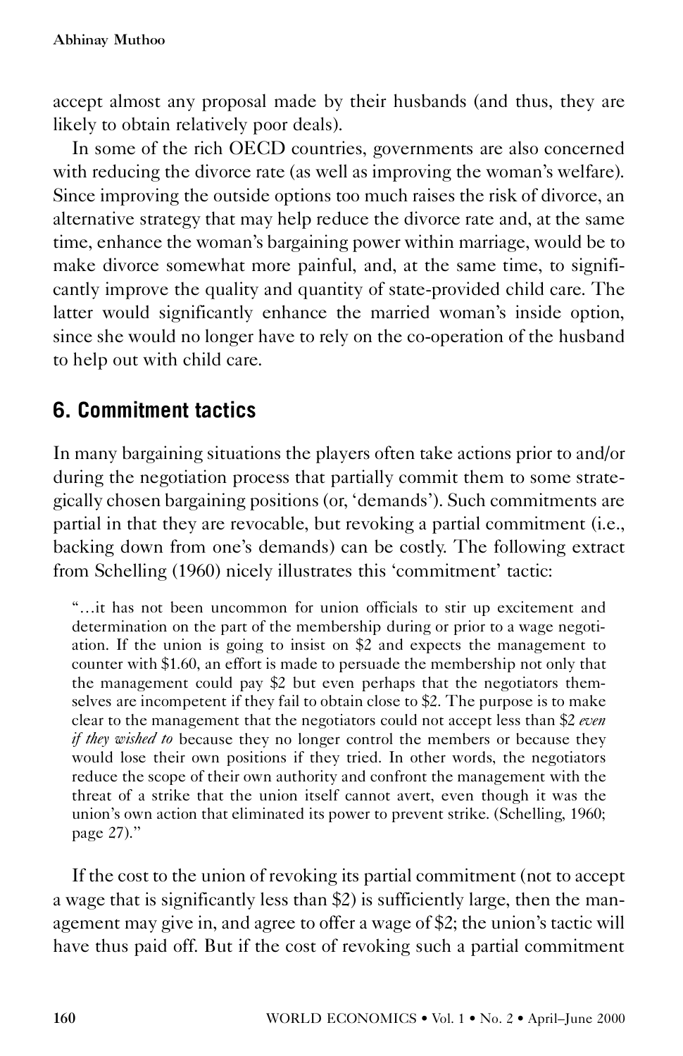accept almost any proposal made by their husbands (and thus, they are likely to obtain relatively poor deals).

In some of the rich OECD countries, governments are also concerned with reducing the divorce rate (as well as improving the woman's welfare). Since improving the outside options too much raises the risk of divorce, an alternative strategy that may help reduce the divorce rate and, at the same time, enhance the woman's bargaining power within marriage, would be to make divorce somewhat more painful, and, at the same time, to significantly improve the quality and quantity of state-provided child care. The latter would significantly enhance the married woman's inside option, since she would no longer have to rely on the co-operation of the husband to help out with child care.

## 6. Commitment tactics

In many bargaining situations the players often take actions prior to and/or during the negotiation process that partially commit them to some strategically chosen bargaining positions (or, 'demands'). Such commitments are partial in that they are revocable, but revoking a partial commitment (i.e., backing down from one's demands) can be costly. The following extract from Schelling (1960) nicely illustrates this 'commitment' tactic:

> "…it has not been uncommon for union officials to stir up excitement and determination on the part of the membership during or prior to a wage negotiation. If the union is going to insist on \$2 and expects the management to counter with \$1.60, an effort is made to persuade the membership not only that the management could pay \$2 but even perhaps that the negotiators themselves are incompetent if they fail to obtain close to \$2. The purpose is to make clear to the management that the negotiators could not accept less than \$2 *even if they wished to* because they no longer control the members or because they would lose their own positions if they tried. In other words, the negotiators reduce the scope of their own authority and confront the management with the threat of a strike that the union itself cannot avert, even though it was the union's own action that eliminated its power to prevent strike. (Schelling, 1960; page 27)."

If the cost to the union of revoking its partial commitment (not to accept a wage that is significantly less than \$2) is sufficiently large, then the management may give in, and agree to offer a wage of \$2; the union's tactic will have thus paid off. But if the cost of revoking such a partial commitment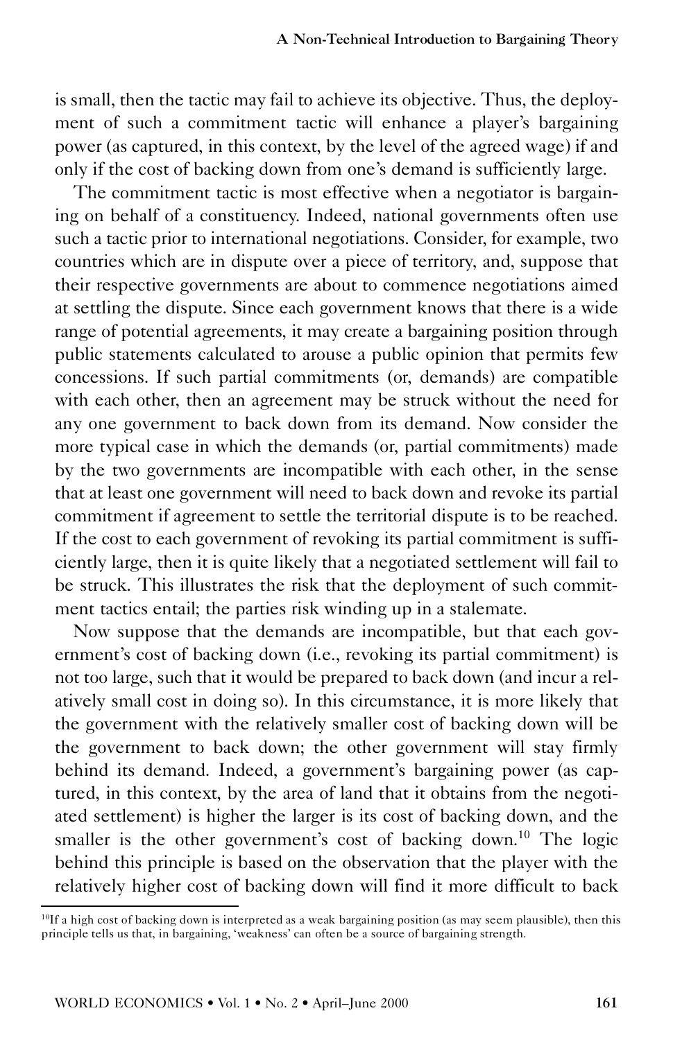is small, then the tactic may fail to achieve its objective. Thus, the deployment of such a commitment tactic will enhance a player's bargaining power (as captured, in this context, by the level of the agreed wage) if and only if the cost of backing down from one's demand is sufficiently large.

The commitment tactic is most effective when a negotiator is bargaining on behalf of a constituency. Indeed, national governments often use such a tactic prior to international negotiations. Consider, for example, two countries which are in dispute over a piece of territory, and, suppose that their respective governments are about to commence negotiations aimed at settling the dispute. Since each government knows that there is a wide range of potential agreements, it may create a bargaining position through public statements calculated to arouse a public opinion that permits few concessions. If such partial commitments (or, demands) are compatible with each other, then an agreement may be struck without the need for any one government to back down from its demand. Now consider the more typical case in which the demands (or, partial commitments) made by the two governments are incompatible with each other, in the sense that at least one government will need to back down and revoke its partial commitment if agreement to settle the territorial dispute is to be reached. If the cost to each government of revoking its partial commitment is sufficiently large, then it is quite likely that a negotiated settlement will fail to be struck. This illustrates the risk that the deployment of such commitment tactics entail; the parties risk winding up in a stalemate.

Now suppose that the demands are incompatible, but that each government's cost of backing down (i.e., revoking its partial commitment) is not too large, such that it would be prepared to back down (and incur a relatively small cost in doing so). In this circumstance, it is more likely that the government with the relatively smaller cost of backing down will be the government to back down; the other government will stay firmly behind its demand. Indeed, a government's bargaining power (as captured, in this context, by the area of land that it obtains from the negotiated settlement) is higher the larger is its cost of backing down, and the smaller is the other government's cost of backing down.[10] The logic behind this principle is based on the observation that the player with the relatively higher cost of backing down will find it more difficult to back

[10] If a high cost of backing down is interpreted as a weak bargaining position (as may seem plausible), then this principle tells us that, in bargaining, 'weakness' can often be a source of bargaining strength.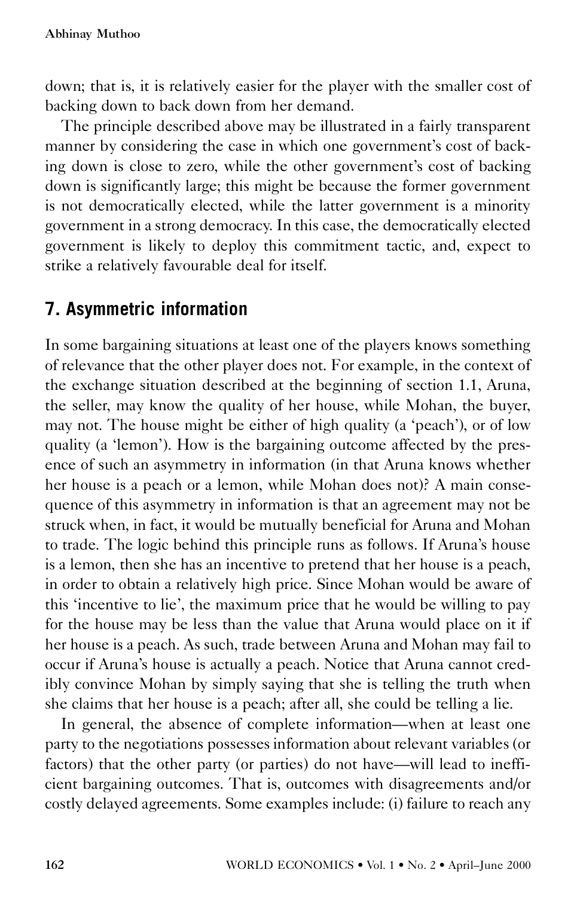down; that is, it is relatively easier for the player with the smaller cost of backing down to back down from her demand.

The principle described above may be illustrated in a fairly transparent manner by considering the case in which one government's cost of backing down is close to zero, while the other government's cost of backing down is significantly large; this might be because the former government is not democratically elected, while the latter government is a minority government in a strong democracy. In this case, the democratically elected government is likely to deploy this commitment tactic, and, expect to strike a relatively favourable deal for itself.

## 7. Asymmetric information

In some bargaining situations at least one of the players knows something of relevance that the other player does not. For example, in the context of the exchange situation described at the beginning of section 1.1, Aruna, the seller, may know the quality of her house, while Mohan, the buyer, may not. The house might be either of high quality (a 'peach'), or of low quality (a 'lemon'). How is the bargaining outcome affected by the presence of such an asymmetry in information (in that Aruna knows whether her house is a peach or a lemon, while Mohan does not)? A main consequence of this asymmetry in information is that an agreement may not be struck when, in fact, it would be mutually beneficial for Aruna and Mohan to trade. The logic behind this principle runs as follows. If Aruna's house is a lemon, then she has an incentive to pretend that her house is a peach, in order to obtain a relatively high price. Since Mohan would be aware of this 'incentive to lie', the maximum price that he would be willing to pay for the house may be less than the value that Aruna would place on it if her house is a peach. As such, trade between Aruna and Mohan may fail to occur if Aruna's house is actually a peach. Notice that Aruna cannot credibly convince Mohan by simply saying that she is telling the truth when she claims that her house is a peach; after all, she could be telling a lie.

In general, the absence of complete information—when at least one party to the negotiations possesses information about relevant variables (or factors) that the other party (or parties) do not have—will lead to inefficient bargaining outcomes. That is, outcomes with disagreements and/or costly delayed agreements. Some examples include: (i) failure to reach any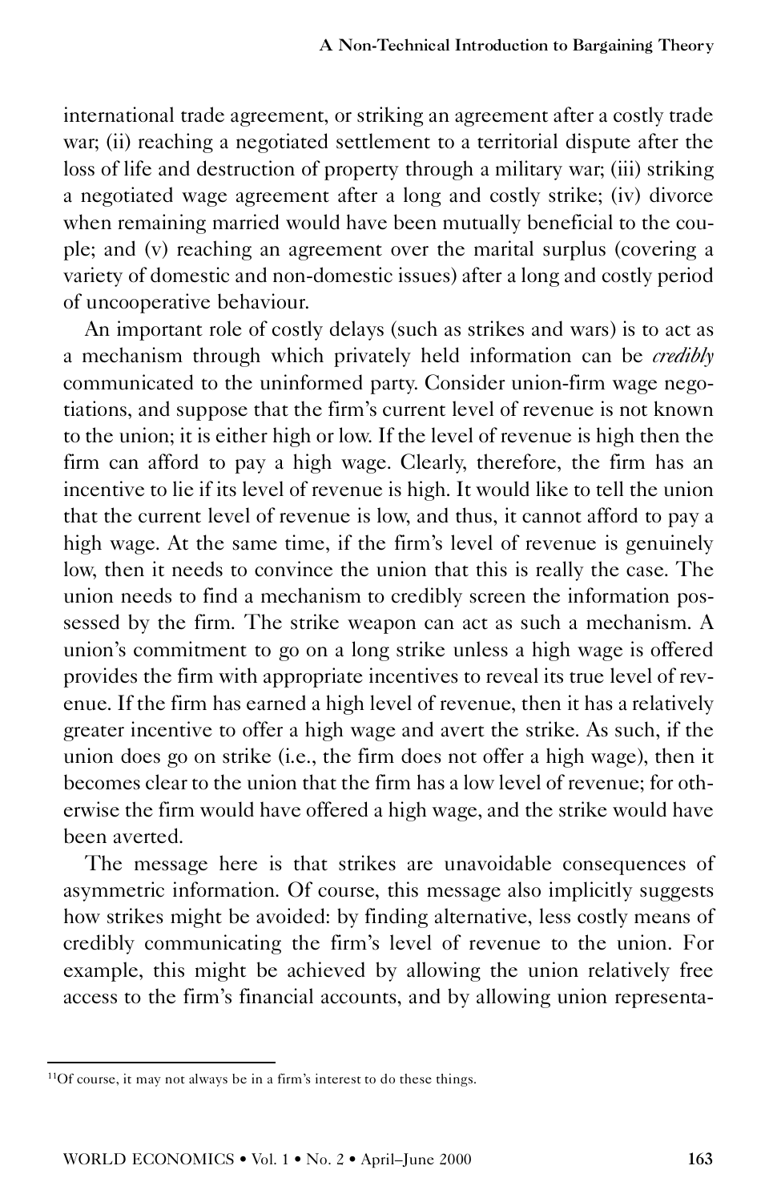international trade agreement, or striking an agreement after a costly trade war; (ii) reaching a negotiated settlement to a territorial dispute after the loss of life and destruction of property through a military war; (iii) striking a negotiated wage agreement after a long and costly strike; (iv) divorce when remaining married would have been mutually beneficial to the couple; and (v) reaching an agreement over the marital surplus (covering a variety of domestic and non-domestic issues) after a long and costly period of uncooperative behaviour.

An important role of costly delays (such as strikes and wars) is to act as a mechanism through which privately held information can be *credibly* communicated to the uninformed party. Consider union-firm wage negotiations, and suppose that the firm's current level of revenue is not known to the union; it is either high or low. If the level of revenue is high then the firm can afford to pay a high wage. Clearly, therefore, the firm has an incentive to lie if its level of revenue is high. It would like to tell the union that the current level of revenue is low, and thus, it cannot afford to pay a high wage. At the same time, if the firm's level of revenue is genuinely low, then it needs to convince the union that this is really the case. The union needs to find a mechanism to credibly screen the information possessed by the firm. The strike weapon can act as such a mechanism. A union's commitment to go on a long strike unless a high wage is offered provides the firm with appropriate incentives to reveal its true level of revenue. If the firm has earned a high level of revenue, then it has a relatively greater incentive to offer a high wage and avert the strike. As such, if the union does go on strike (i.e., the firm does not offer a high wage), then it becomes clear to the union that the firm has a low level of revenue; for otherwise the firm would have offered a high wage, and the strike would have been averted.

The message here is that strikes are unavoidable consequences of asymmetric information. Of course, this message also implicitly suggests how strikes might be avoided: by finding alternative, less costly means of credibly communicating the firm's level of revenue to the union. For example, this might be achieved by allowing the union relatively free access to the firm's financial accounts, and by allowing union representa-

---

[11]Of course, it may not always be in a firm's interest to do these things.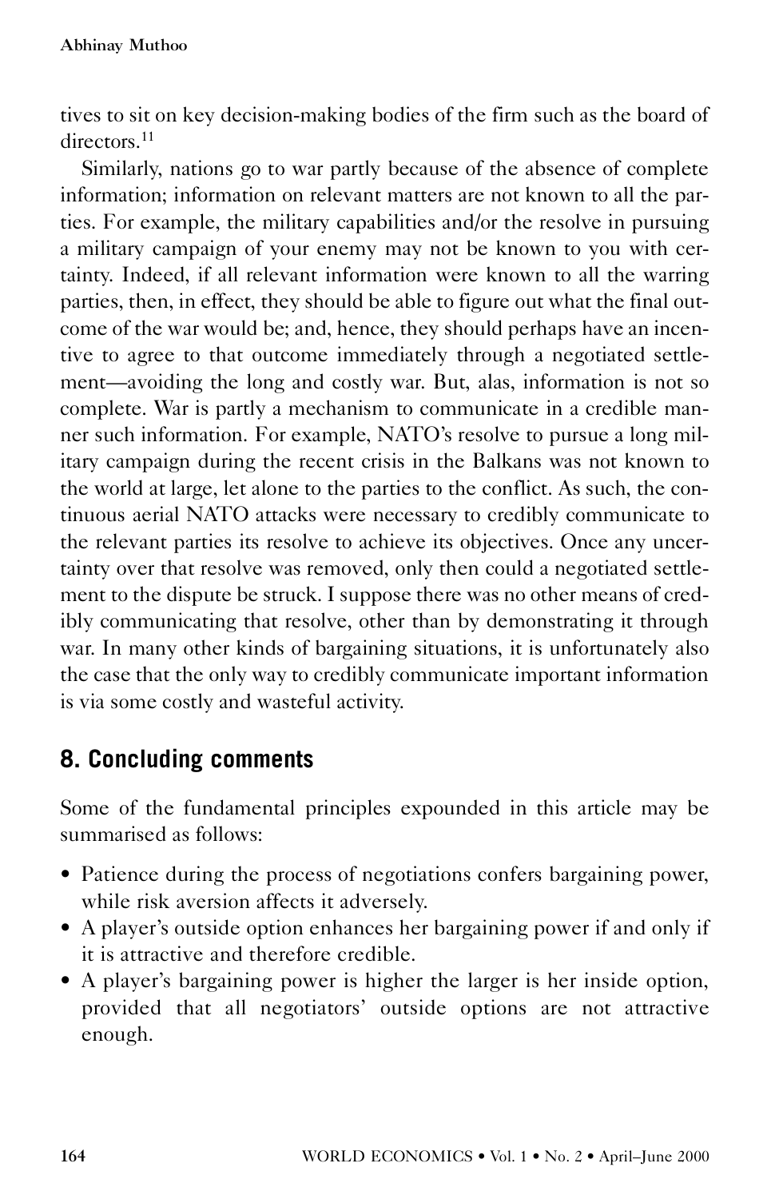tives to sit on key decision-making bodies of the firm such as the board of directors.[11]

Similarly, nations go to war partly because of the absence of complete information; information on relevant matters are not known to all the parties. For example, the military capabilities and/or the resolve in pursuing a military campaign of your enemy may not be known to you with certainty. Indeed, if all relevant information were known to all the warring parties, then, in effect, they should be able to figure out what the final outcome of the war would be; and, hence, they should perhaps have an incentive to agree to that outcome immediately through a negotiated settlement—avoiding the long and costly war. But, alas, information is not so complete. War is partly a mechanism to communicate in a credible manner such information. For example, NATO's resolve to pursue a long military campaign during the recent crisis in the Balkans was not known to the world at large, let alone to the parties to the conflict. As such, the continuous aerial NATO attacks were necessary to credibly communicate to the relevant parties its resolve to achieve its objectives. Once any uncertainty over that resolve was removed, only then could a negotiated settlement to the dispute be struck. I suppose there was no other means of credibly communicating that resolve, other than by demonstrating it through war. In many other kinds of bargaining situations, it is unfortunately also the case that the only way to credibly communicate important information is via some costly and wasteful activity.

## 8. Concluding comments

Some of the fundamental principles expounded in this article may be summarised as follows:

- Patience during the process of negotiations confers bargaining power, while risk aversion affects it adversely.
- A player's outside option enhances her bargaining power if and only if it is attractive and therefore credible.
- A player's bargaining power is higher the larger is her inside option, provided that all negotiators' outside options are not attractive enough.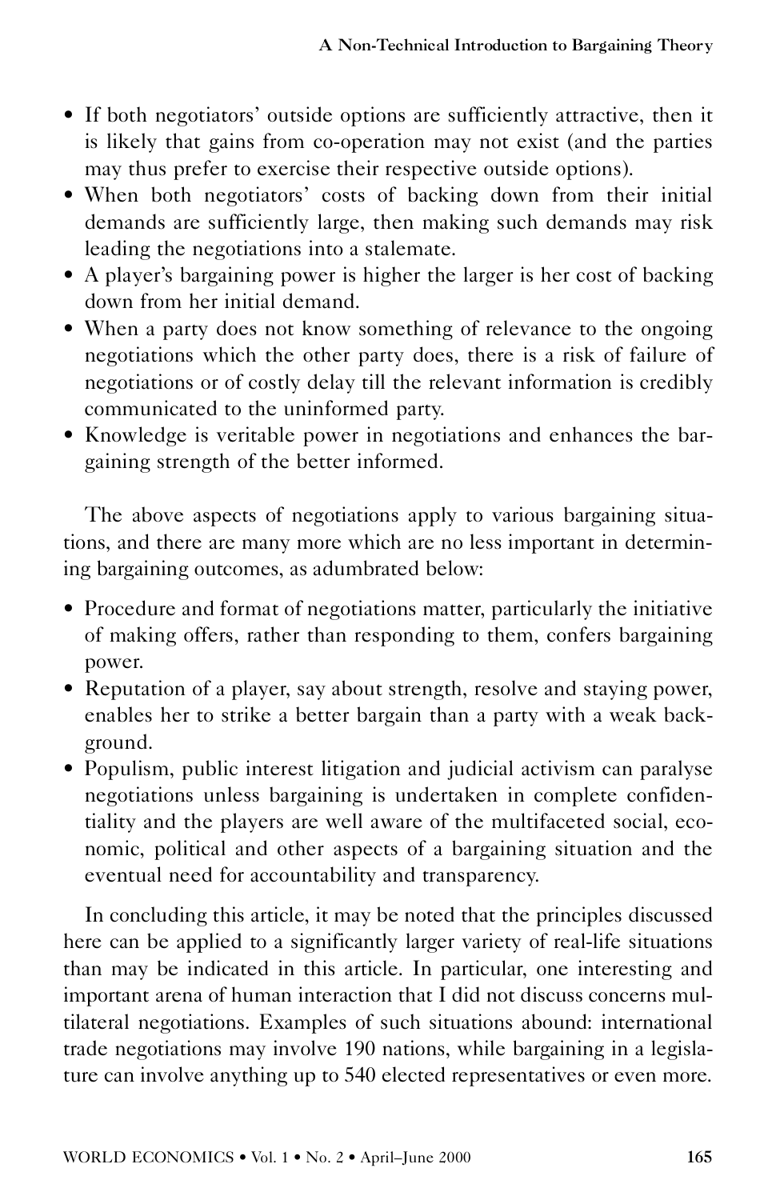- If both negotiators' outside options are sufficiently attractive, then it is likely that gains from co-operation may not exist (and the parties may thus prefer to exercise their respective outside options).
- When both negotiators' costs of backing down from their initial demands are sufficiently large, then making such demands may risk leading the negotiations into a stalemate.
- A player's bargaining power is higher the larger is her cost of backing down from her initial demand.
- When a party does not know something of relevance to the ongoing negotiations which the other party does, there is a risk of failure of negotiations or of costly delay till the relevant information is credibly communicated to the uninformed party.
- Knowledge is veritable power in negotiations and enhances the bargaining strength of the better informed.

The above aspects of negotiations apply to various bargaining situations, and there are many more which are no less important in determining bargaining outcomes, as adumbrated below:

- Procedure and format of negotiations matter, particularly the initiative of making offers, rather than responding to them, confers bargaining power.
- Reputation of a player, say about strength, resolve and staying power, enables her to strike a better bargain than a party with a weak background.
- Populism, public interest litigation and judicial activism can paralyse negotiations unless bargaining is undertaken in complete confidentiality and the players are well aware of the multifaceted social, economic, political and other aspects of a bargaining situation and the eventual need for accountability and transparency.

In concluding this article, it may be noted that the principles discussed here can be applied to a significantly larger variety of real-life situations than may be indicated in this article. In particular, one interesting and important arena of human interaction that I did not discuss concerns multilateral negotiations. Examples of such situations abound: international trade negotiations may involve 190 nations, while bargaining in a legislature can involve anything up to 540 elected representatives or even more.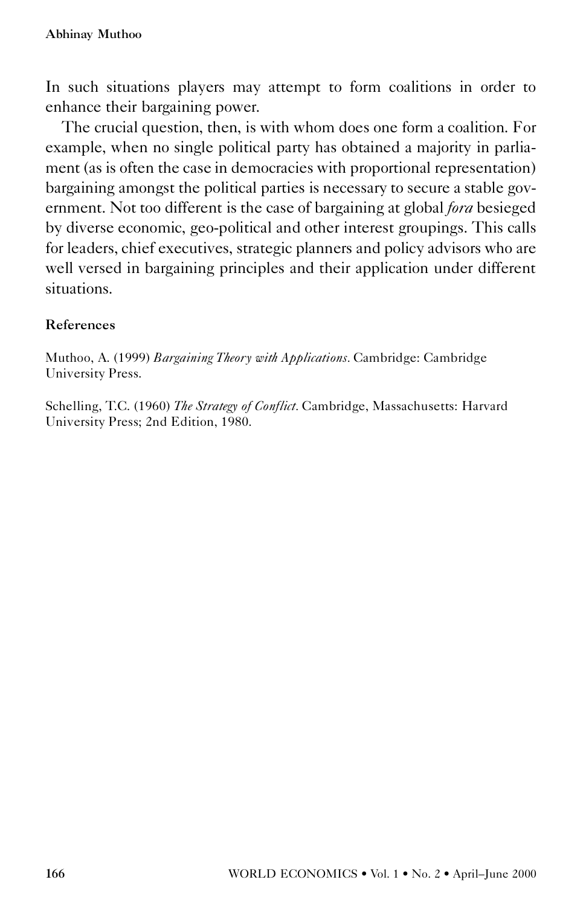In such situations players may attempt to form coalitions in order to enhance their bargaining power.

The crucial question, then, is with whom does one form a coalition. For example, when no single political party has obtained a majority in parliament (as is often the case in democracies with proportional representation) bargaining amongst the political parties is necessary to secure a stable government. Not too different is the case of bargaining at global *fora* besieged by diverse economic, geo-political and other interest groupings. This calls for leaders, chief executives, strategic planners and policy advisors who are well versed in bargaining principles and their application under different situations.

### References

Muthoo, A. (1999) *Bargaining Theory with Applications*. Cambridge: Cambridge University Press.

Schelling, T.C. (1960) *The Strategy of Conflict*. Cambridge, Massachusetts: Harvard University Press; 2nd Edition, 1980.